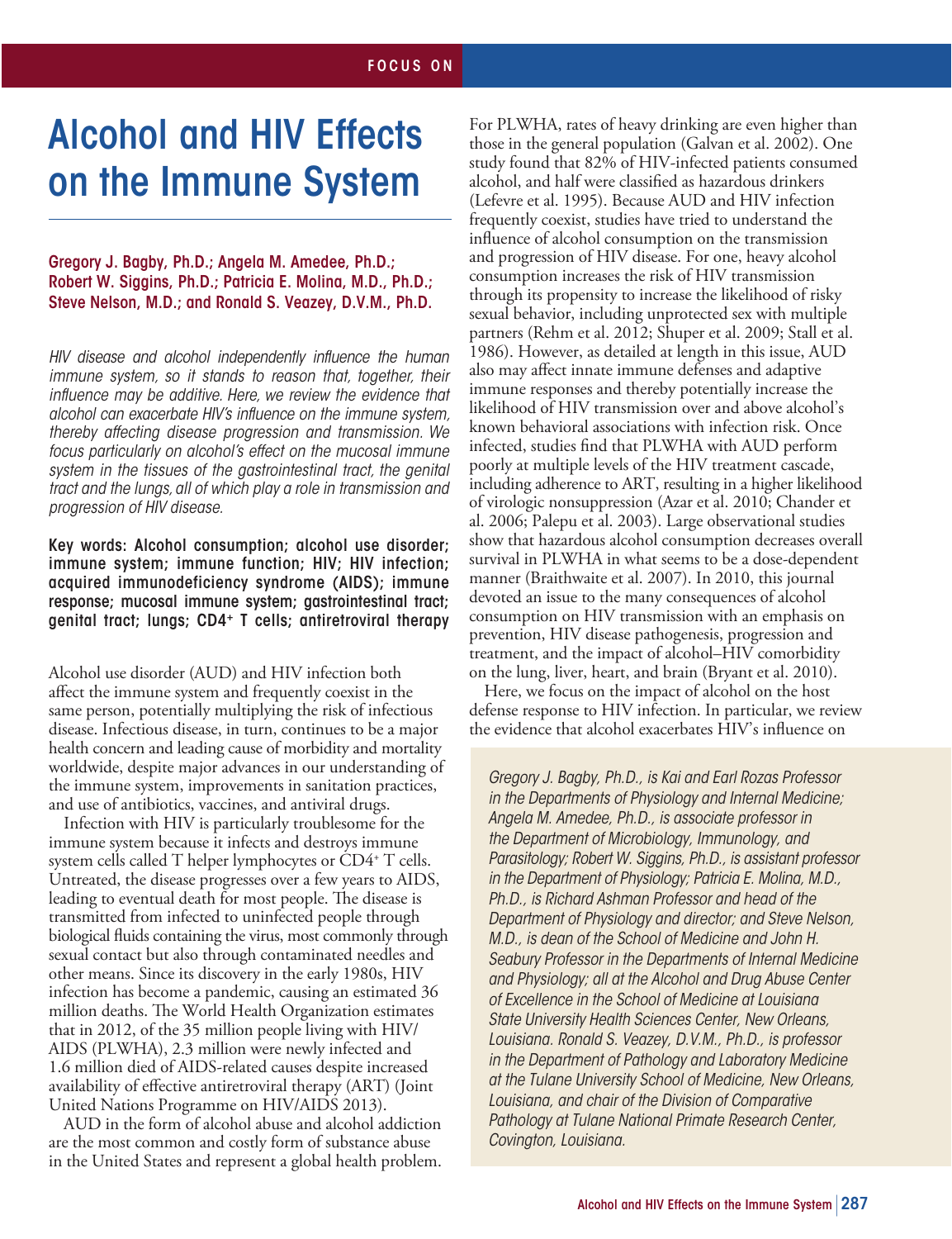FOCUS ON

# Alcohol and HIV Effects on the Immune System

**Gregory J. Bagby, Ph.D.; Angela M. Amedee, Ph.D.; Robert W. Siggins, Ph.D.; Patricia E. Molina, M.D., Ph.D.; Steve Nelson, M.D.; and Ronald S. Veazey, D.V.M., Ph.D.**

*HIV disease and alcohol independently influence the human immune system, so it stands to reason that, together, their influence may be additive. Here, we review the evidence that alcohol can exacerbate HIV's influence on the immune system, thereby affecting disease progression and transmission. We focus particularly on alcohol's effect on the mucosal immune system in the tissues of the gastrointestinal tract, the genital tract and the lungs, all of which play a role in transmission and progression of HIV disease.*

**Key words: Alcohol consumption; alcohol use disorder; immune system; immune function; HIV; HIV infection; acquired immunodeficiency syndrome (AIDS); immune response; mucosal immune system; gastrointestinal tract; genital tract; lungs; CD4+ T cells; antiretroviral therapy**

Alcohol use disorder (AUD) and HIV infection both affect the immune system and frequently coexist in the same person, potentially multiplying the risk of infectious disease. Infectious disease, in turn, continues to be a major health concern and leading cause of morbidity and mortality worldwide, despite major advances in our understanding of the immune system, improvements in sanitation practices, and use of antibiotics, vaccines, and antiviral drugs.

Infection with HIV is particularly troublesome for the immune system because it infects and destroys immune system cells called T helper lymphocytes or CD4+ T cells. Untreated, the disease progresses over a few years to AIDS, leading to eventual death for most people. The disease is transmitted from infected to uninfected people through biological fluids containing the virus, most commonly through sexual contact but also through contaminated needles and other means. Since its discovery in the early 1980s, HIV infection has become a pandemic, causing an estimated 36 million deaths. The World Health Organization estimates that in 2012, of the 35 million people living with HIV/AIDS (PLWHA), 2.3 million were newly infected and 1.6 million died of AIDS-related causes despite increased availability of effective antiretroviral therapy (ART) (Joint United Nations Programme on HIV/AIDS 2013).

AUD in the form of alcohol abuse and alcohol addiction are the most common and costly form of substance abuse in the United States and represent a global health problem. For PLWHA, rates of heavy drinking are even higher than those in the general population (Galvan et al. 2002). One study found that 82% of HIV-infected patients consumed alcohol, and half were classified as hazardous drinkers (Lefevre et al. 1995). Because AUD and HIV infection frequently coexist, studies have tried to understand the influence of alcohol consumption on the transmission and progression of HIV disease. For one, heavy alcohol consumption increases the risk of HIV transmission through its propensity to increase the likelihood of risky sexual behavior, including unprotected sex with multiple partners (Rehm et al. 2012; Shuper et al. 2009; Stall et al. 1986). However, as detailed at length in this issue, AUD also may affect innate immune defenses and adaptive immune responses and thereby potentially increase the likelihood of HIV transmission over and above alcohol's known behavioral associations with infection risk. Once infected, studies find that PLWHA with AUD perform poorly at multiple levels of the HIV treatment cascade, including adherence to ART, resulting in a higher likelihood of virologic nonsuppression (Azar et al. 2010; Chander et al. 2006; Palepu et al. 2003). Large observational studies show that hazardous alcohol consumption decreases overall survival in PLWHA in what seems to be a dose-dependent manner (Braithwaite et al. 2007). In 2010, this journal devoted an issue to the many consequences of alcohol consumption on HIV transmission with an emphasis on prevention, HIV disease pathogenesis, progression and treatment, and the impact of alcohol–HIV comorbidity on the lung, liver, heart, and brain (Bryant et al. 2010).

Here, we focus on the impact of alcohol on the host defense response to HIV infection. In particular, we review the evidence that alcohol exacerbates HIV's influence on

*Gregory J. Bagby, Ph.D., is Kai and Earl Rozas Professor in the Departments of Physiology and Internal Medicine; Angela M. Amedee, Ph.D., is associate professor in the Department of Microbiology, Immunology, and Parasitology; Robert W. Siggins, Ph.D., is assistant professor in the Department of Physiology; Patricia E. Molina, M.D., Ph.D., is Richard Ashman Professor and head of the Department of Physiology and director; and Steve Nelson, M.D., is dean of the School of Medicine and John H. Seabury Professor in the Departments of Internal Medicine and Physiology; all at the Alcohol and Drug Abuse Center of Excellence in the School of Medicine at Louisiana State University Health Sciences Center, New Orleans, Louisiana. Ronald S. Veazey, D.V.M., Ph.D., is professor in the Department of Pathology and Laboratory Medicine at the Tulane University School of Medicine, New Orleans, Louisiana, and chair of the Division of Comparative Pathology at Tulane National Primate Research Center, Covington, Louisiana.*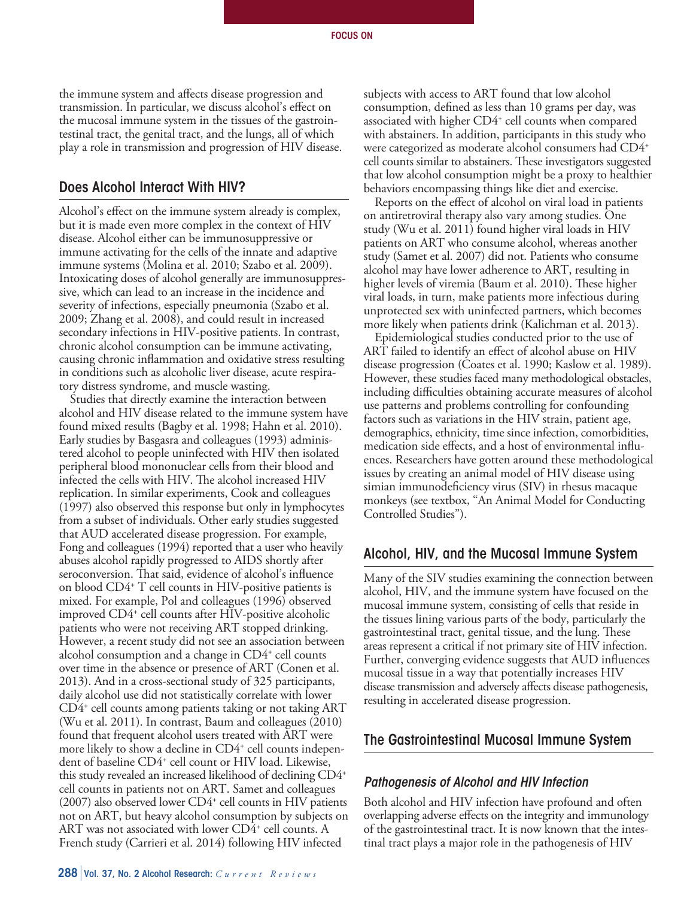the immune system and affects disease progression and transmission. In particular, we discuss alcohol's effect on the mucosal immune system in the tissues of the gastrointestinal tract, the genital tract, and the lungs, all of which play a role in transmission and progression of HIV disease.

## Does Alcohol Interact With HIV?

Alcohol's effect on the immune system already is complex, but it is made even more complex in the context of HIV disease. Alcohol either can be immunosuppressive or immune activating for the cells of the innate and adaptive immune systems (Molina et al. 2010; Szabo et al. 2009). Intoxicating doses of alcohol generally are immunosuppressive, which can lead to an increase in the incidence and severity of infections, especially pneumonia (Szabo et al. 2009; Zhang et al. 2008), and could result in increased secondary infections in HIV-positive patients. In contrast, chronic alcohol consumption can be immune activating, causing chronic inflammation and oxidative stress resulting in conditions such as alcoholic liver disease, acute respiratory distress syndrome, and muscle wasting.

Studies that directly examine the interaction between alcohol and HIV disease related to the immune system have found mixed results (Bagby et al. 1998; Hahn et al. 2010). Early studies by Basgasra and colleagues (1993) administered alcohol to people uninfected with HIV then isolated peripheral blood mononuclear cells from their blood and infected the cells with HIV. The alcohol increased HIV replication. In similar experiments, Cook and colleagues (1997) also observed this response but only in lymphocytes from a subset of individuals. Other early studies suggested that AUD accelerated disease progression. For example, Fong and colleagues (1994) reported that a user who heavily abuses alcohol rapidly progressed to AIDS shortly after seroconversion. That said, evidence of alcohol's influence on blood CD4+ T cell counts in HIV-positive patients is mixed. For example, Pol and colleagues (1996) observed improved CD4+ cell counts after HIV-positive alcoholic patients who were not receiving ART stopped drinking. However, a recent study did not see an association between alcohol consumption and a change in CD4+ cell counts over time in the absence or presence of ART (Conen et al. 2013). And in a cross-sectional study of 325 participants, daily alcohol use did not statistically correlate with lower CD4+ cell counts among patients taking or not taking ART (Wu et al. 2011). In contrast, Baum and colleagues (2010) found that frequent alcohol users treated with ART were more likely to show a decline in CD4+ cell counts independent of baseline CD4+ cell count or HIV load. Likewise, this study revealed an increased likelihood of declining CD4+ cell counts in patients not on ART. Samet and colleagues (2007) also observed lower CD4+ cell counts in HIV patients not on ART, but heavy alcohol consumption by subjects on ART was not associated with lower CD4+ cell counts. A French study (Carrieri et al. 2014) following HIV infected subjects with access to ART found that low alcohol consumption, defined as less than 10 grams per day, was associated with higher CD4+ cell counts when compared with abstainers. In addition, participants in this study who were categorized as moderate alcohol consumers had CD4+ cell counts similar to abstainers. These investigators suggested that low alcohol consumption might be a proxy to healthier behaviors encompassing things like diet and exercise.

Reports on the effect of alcohol on viral load in patients on antiretroviral therapy also vary among studies. One study (Wu et al. 2011) found higher viral loads in HIV patients on ART who consume alcohol, whereas another study (Samet et al. 2007) did not. Patients who consume alcohol may have lower adherence to ART, resulting in higher levels of viremia (Baum et al. 2010). These higher viral loads, in turn, make patients more infectious during unprotected sex with uninfected partners, which becomes more likely when patients drink (Kalichman et al. 2013).

Epidemiological studies conducted prior to the use of ART failed to identify an effect of alcohol abuse on HIV disease progression (Coates et al. 1990; Kaslow et al. 1989). However, these studies faced many methodological obstacles, including difficulties obtaining accurate measures of alcohol use patterns and problems controlling for confounding factors such as variations in the HIV strain, patient age, demographics, ethnicity, time since infection, comorbidities, medication side effects, and a host of environmental influences. Researchers have gotten around these methodological issues by creating an animal model of HIV disease using simian immunodeficiency virus (SIV) in rhesus macaque monkeys (see textbox, "An Animal Model for Conducting Controlled Studies").

## Alcohol, HIV, and the Mucosal Immune System

Many of the SIV studies examining the connection between alcohol, HIV, and the immune system have focused on the mucosal immune system, consisting of cells that reside in the tissues lining various parts of the body, particularly the gastrointestinal tract, genital tissue, and the lung. These areas represent a critical if not primary site of HIV infection. Further, converging evidence suggests that AUD influences mucosal tissue in a way that potentially increases HIV disease transmission and adversely affects disease pathogenesis, resulting in accelerated disease progression.

## The Gastrointestinal Mucosal Immune System

### *Pathogenesis of Alcohol and HIV Infection*

Both alcohol and HIV infection have profound and often overlapping adverse effects on the integrity and immunology of the gastrointestinal tract. It is now known that the intestinal tract plays a major role in the pathogenesis of HIV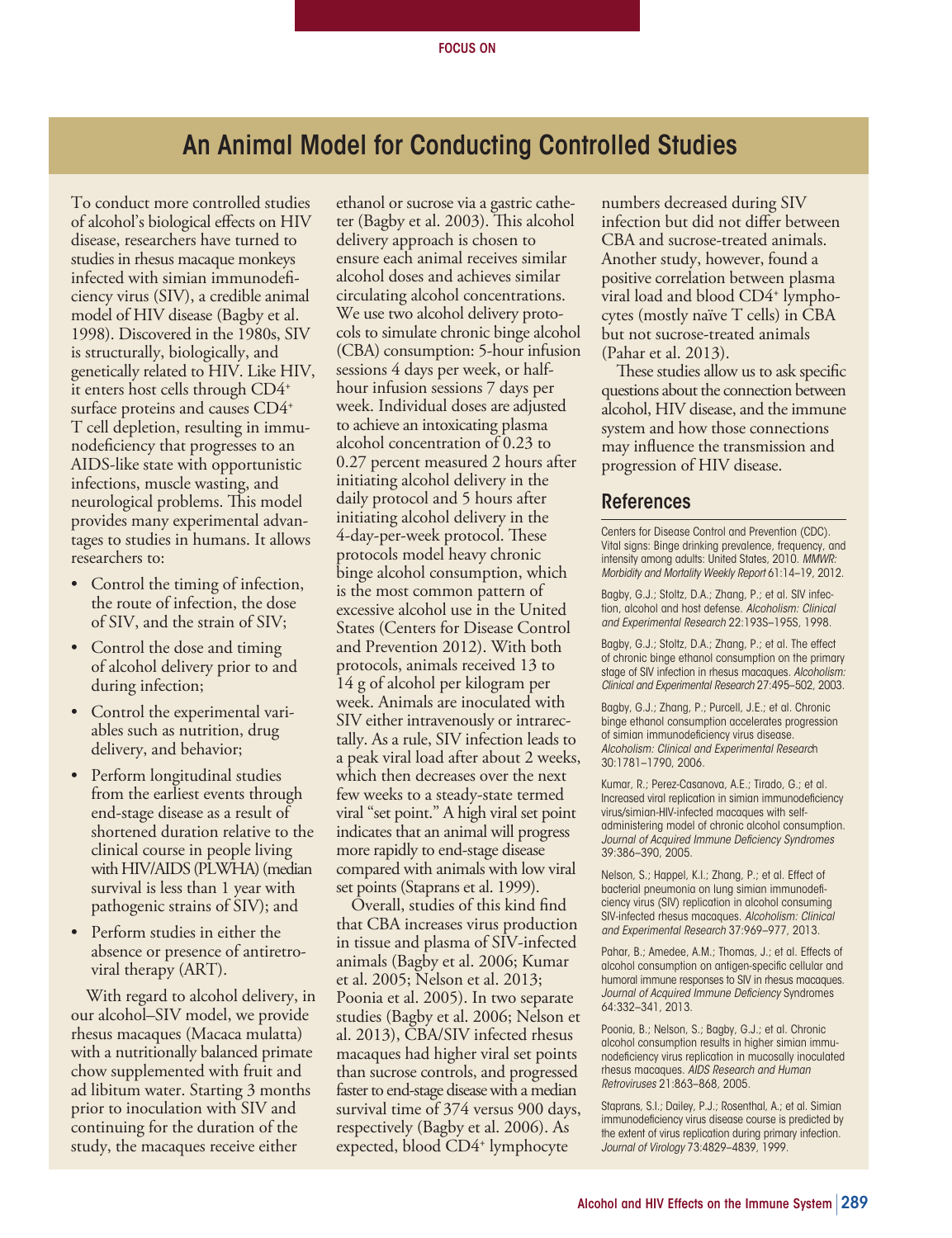FOCUS ON

# An Animal Model for Conducting Controlled Studies

To conduct more controlled studies of alcohol's biological effects on HIV disease, researchers have turned to studies in rhesus macaque monkeys infected with simian immunodeficiency virus (SIV), a credible animal model of HIV disease (Bagby et al. 1998). Discovered in the 1980s, SIV is structurally, biologically, and genetically related to HIV. Like HIV, it enters host cells through CD4+ surface proteins and causes CD4+ T cell depletion, resulting in immunodeficiency that progresses to an AIDS-like state with opportunistic infections, muscle wasting, and neurological problems. This model provides many experimental advantages to studies in humans. It allows researchers to:

- Control the timing of infection, the route of infection, the dose of SIV, and the strain of SIV;
- Control the dose and timing of alcohol delivery prior to and during infection;
- Control the experimental variables such as nutrition, drug delivery, and behavior;
- Perform longitudinal studies from the earliest events through end-stage disease as a result of shortened duration relative to the clinical course in people living with HIV/AIDS (PLWHA) (median survival is less than 1 year with pathogenic strains of SIV); and
- Perform studies in either the absence or presence of antiretroviral therapy (ART).

With regard to alcohol delivery, in our alcohol–SIV model, we provide rhesus macaques (Macaca mulatta) with a nutritionally balanced primate chow supplemented with fruit and ad libitum water. Starting 3 months prior to inoculation with SIV and continuing for the duration of the study, the macaques receive either ethanol or sucrose via a gastric catheter (Bagby et al. 2003). This alcohol delivery approach is chosen to ensure each animal receives similar alcohol doses and achieves similar circulating alcohol concentrations. We use two alcohol delivery protocols to simulate chronic binge alcohol (CBA) consumption: 5-hour infusion sessions 4 days per week, or half-hour infusion sessions 7 days per week. Individual doses are adjusted to achieve an intoxicating plasma alcohol concentration of 0.23 to 0.27 percent measured 2 hours after initiating alcohol delivery in the daily protocol and 5 hours after initiating alcohol delivery in the 4-day-per-week protocol. These protocols model heavy chronic binge alcohol consumption, which is the most common pattern of excessive alcohol use in the United States (Centers for Disease Control and Prevention 2012). With both protocols, animals received 13 to 14 g of alcohol per kilogram per week. Animals are inoculated with SIV either intravenously or intrarectally. As a rule, SIV infection leads to a peak viral load after about 2 weeks, which then decreases over the next few weeks to a steady-state termed viral "set point." A high viral set point indicates that an animal will progress more rapidly to end-stage disease compared with animals with low viral set points (Staprans et al. 1999).

Overall, studies of this kind find that CBA increases virus production in tissue and plasma of SIV-infected animals (Bagby et al. 2006; Kumar et al. 2005; Nelson et al. 2013; Poonia et al. 2005). In two separate studies (Bagby et al. 2006; Nelson et al. 2013), CBA/SIV infected rhesus macaques had higher viral set points than sucrose controls, and progressed faster to end-stage disease with a median survival time of 374 versus 900 days, respectively (Bagby et al. 2006). As expected, blood CD4+ lymphocyte numbers decreased during SIV infection but did not differ between CBA and sucrose-treated animals. Another study, however, found a positive correlation between plasma viral load and blood CD4+ lymphocytes (mostly naïve T cells) in CBA but not sucrose-treated animals (Pahar et al. 2013).

These studies allow us to ask specific questions about the connection between alcohol, HIV disease, and the immune system and how those connections may influence the transmission and progression of HIV disease.

## References

Centers for Disease Control and Prevention (CDC). Vital signs: Binge drinking prevalence, frequency, and intensity among adults: United States, 2010. *MMWR: Morbidity and Mortality Weekly Report* 61:14–19, 2012.

Bagby, G.J.; Stoltz, D.A.; Zhang, P.; et al. SIV infection, alcohol and host defense. *Alcoholism: Clinical and Experimental Research* 22:193S–195S, 1998.

Bagby, G.J.; Stoltz, D.A.; Zhang, P.; et al. The effect of chronic binge ethanol consumption on the primary stage of SIV infection in rhesus macaques. *Alcoholism: Clinical and Experimental Research* 27:495–502, 2003.

Bagby, G.J.; Zhang, P.; Purcell, J.E.; et al. Chronic binge ethanol consumption accelerates progression of simian immunodeficiency virus disease. *Alcoholism: Clinical and Experimental Research* 30:1781–1790, 2006.

Kumar, R.; Perez-Casanova, A.E.; Tirado, G.; et al. Increased viral replication in simian immunodeficiency virus/simian-HIV-infected macaques with self-administering model of chronic alcohol consumption. *Journal of Acquired Immune Deficiency Syndromes* 39:386–390, 2005.

Nelson, S.; Happel, K.I.; Zhang, P.; et al. Effect of bacterial pneumonia on lung simian immunodeficiency virus (SIV) replication in alcohol consuming SIV-infected rhesus macaques. *Alcoholism: Clinical and Experimental Research* 37:969–977, 2013.

Pahar, B.; Amedee, A.M.; Thomas, J.; et al. Effects of alcohol consumption on antigen-specific cellular and humoral immune responses to SIV in rhesus macaques. *Journal of Acquired Immune Deficiency Syndromes* 64:332–341, 2013.

Poonia, B.; Nelson, S.; Bagby, G.J.; et al. Chronic alcohol consumption results in higher simian immunodeficiency virus replication in mucosally inoculated rhesus macaques. *AIDS Research and Human Retroviruses* 21:863–868, 2005.

Staprans, S.I.; Dailey, P.J.; Rosenthal, A.; et al. Simian immunodeficiency virus disease course is predicted by the extent of virus replication during primary infection. *Journal of Virology* 73:4829–4839, 1999.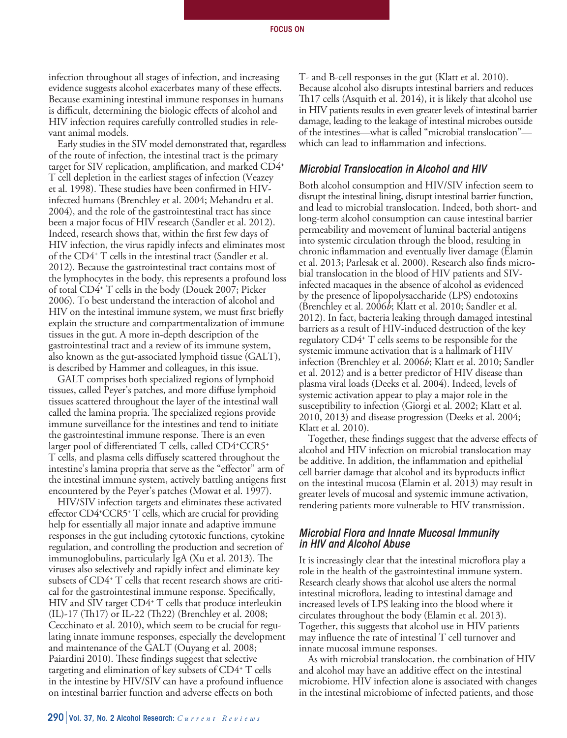infection throughout all stages of infection, and increasing evidence suggests alcohol exacerbates many of these effects. Because examining intestinal immune responses in humans is difficult, determining the biologic effects of alcohol and HIV infection requires carefully controlled studies in relevant animal models.

Early studies in the SIV model demonstrated that, regardless of the route of infection, the intestinal tract is the primary target for SIV replication, amplification, and marked CD4+ T cell depletion in the earliest stages of infection (Veazey et al. 1998). These studies have been confirmed in HIV-infected humans (Brenchley et al. 2004; Mehandru et al. 2004), and the role of the gastrointestinal tract has since been a major focus of HIV research (Sandler et al. 2012). Indeed, research shows that, within the first few days of HIV infection, the virus rapidly infects and eliminates most of the CD4+ T cells in the intestinal tract (Sandler et al. 2012). Because the gastrointestinal tract contains most of the lymphocytes in the body, this represents a profound loss of total CD4+ T cells in the body (Douek 2007; Picker 2006). To best understand the interaction of alcohol and HIV on the intestinal immune system, we must first briefly explain the structure and compartmentalization of immune tissues in the gut. A more in-depth description of the gastrointestinal tract and a review of its immune system, also known as the gut-associated lymphoid tissue (GALT), is described by Hammer and colleagues, in this issue.

GALT comprises both specialized regions of lymphoid tissues, called Peyer's patches, and more diffuse lymphoid tissues scattered throughout the layer of the intestinal wall called the lamina propria. The specialized regions provide immune surveillance for the intestines and tend to initiate the gastrointestinal immune response. There is an even larger pool of differentiated T cells, called CD4+CCR5+ T cells, and plasma cells diffusely scattered throughout the intestine's lamina propria that serve as the "effector" arm of the intestinal immune system, actively battling antigens first encountered by the Peyer's patches (Mowat et al. 1997).

HIV/SIV infection targets and eliminates these activated effector CD4+CCR5+ T cells, which are crucial for providing help for essentially all major innate and adaptive immune responses in the gut including cytotoxic functions, cytokine regulation, and controlling the production and secretion of immunoglobulins, particularly IgA (Xu et al. 2013). The viruses also selectively and rapidly infect and eliminate key subsets of CD4+ T cells that recent research shows are critical for the gastrointestinal immune response. Specifically, HIV and SIV target CD4+ T cells that produce interleukin (IL)-17 (Th17) or IL-22 (Th22) (Brenchley et al. 2008; Cecchinato et al. 2010), which seem to be crucial for regulating innate immune responses, especially the development and maintenance of the GALT (Ouyang et al. 2008; Paiardini 2010). These findings suggest that selective targeting and elimination of key subsets of CD4+ T cells in the intestine by HIV/SIV can have a profound influence on intestinal barrier function and adverse effects on both T- and B-cell responses in the gut (Klatt et al. 2010). Because alcohol also disrupts intestinal barriers and reduces Th17 cells (Asquith et al. 2014), it is likely that alcohol use in HIV patients results in even greater levels of intestinal barrier damage, leading to the leakage of intestinal microbes outside of the intestines—what is called "microbial translocation"—which can lead to inflammation and infections.

### Microbial Translocation in Alcohol and HIV

Both alcohol consumption and HIV/SIV infection seem to disrupt the intestinal lining, disrupt intestinal barrier function, and lead to microbial translocation. Indeed, both short- and long-term alcohol consumption can cause intestinal barrier permeability and movement of luminal bacterial antigens into systemic circulation through the blood, resulting in chronic inflammation and eventually liver damage (Elamin et al. 2013; Parlesak et al. 2000). Research also finds microbial translocation in the blood of HIV patients and SIV-infected macaques in the absence of alcohol as evidenced by the presence of lipopolysaccharide (LPS) endotoxins (Brenchley et al. 2006*b*; Klatt et al. 2010; Sandler et al. 2012). In fact, bacteria leaking through damaged intestinal barriers as a result of HIV-induced destruction of the key regulatory CD4+ T cells seems to be responsible for the systemic immune activation that is a hallmark of HIV infection (Brenchley et al. 2006*b*; Klatt et al. 2010; Sandler et al. 2012) and is a better predictor of HIV disease than plasma viral loads (Deeks et al. 2004). Indeed, levels of systemic activation appear to play a major role in the susceptibility to infection (Giorgi et al. 2002; Klatt et al. 2010, 2013) and disease progression (Deeks et al. 2004; Klatt et al. 2010).

Together, these findings suggest that the adverse effects of alcohol and HIV infection on microbial translocation may be additive. In addition, the inflammation and epithelial cell barrier damage that alcohol and its byproducts inflict on the intestinal mucosa (Elamin et al. 2013) may result in greater levels of mucosal and systemic immune activation, rendering patients more vulnerable to HIV transmission.

### Microbial Flora and Innate Mucosal Immunity in HIV and Alcohol Abuse

It is increasingly clear that the intestinal microflora play a role in the health of the gastrointestinal immune system. Research clearly shows that alcohol use alters the normal intestinal microflora, leading to intestinal damage and increased levels of LPS leaking into the blood where it circulates throughout the body (Elamin et al. 2013). Together, this suggests that alcohol use in HIV patients may influence the rate of intestinal T cell turnover and innate mucosal immune responses.

As with microbial translocation, the combination of HIV and alcohol may have an additive effect on the intestinal microbiome. HIV infection alone is associated with changes in the intestinal microbiome of infected patients, and those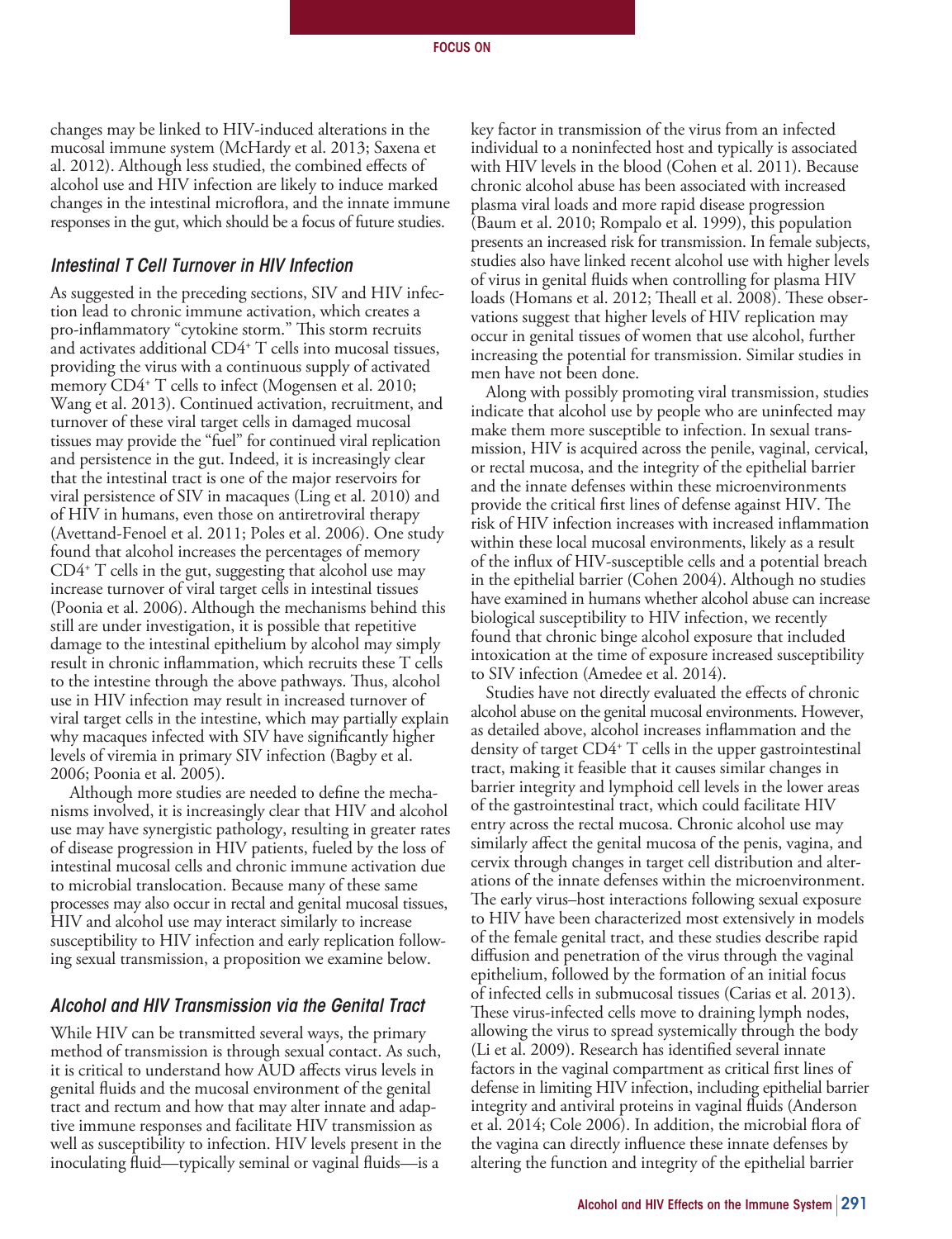changes may be linked to HIV-induced alterations in the mucosal immune system (McHardy et al. 2013; Saxena et al. 2012). Although less studied, the combined effects of alcohol use and HIV infection are likely to induce marked changes in the intestinal microflora, and the innate immune responses in the gut, which should be a focus of future studies.

### *Intestinal T Cell Turnover in HIV Infection*

As suggested in the preceding sections, SIV and HIV infection lead to chronic immune activation, which creates a pro-inflammatory "cytokine storm." This storm recruits and activates additional $CD4^+$ T cells into mucosal tissues, providing the virus with a continuous supply of activated memory $CD4^+$ T cells to infect (Mogensen et al. 2010; Wang et al. 2013). Continued activation, recruitment, and turnover of these viral target cells in damaged mucosal tissues may provide the "fuel" for continued viral replication and persistence in the gut. Indeed, it is increasingly clear that the intestinal tract is one of the major reservoirs for viral persistence of SIV in macaques (Ling et al. 2010) and of HIV in humans, even those on antiretroviral therapy (Avettand-Fenoel et al. 2011; Poles et al. 2006). One study found that alcohol increases the percentages of memory $CD4^+$ T cells in the gut, suggesting that alcohol use may increase turnover of viral target cells in intestinal tissues (Poonia et al. 2006). Although the mechanisms behind this still are under investigation, it is possible that repetitive damage to the intestinal epithelium by alcohol may simply result in chronic inflammation, which recruits these T cells to the intestine through the above pathways. Thus, alcohol use in HIV infection may result in increased turnover of viral target cells in the intestine, which may partially explain why macaques infected with SIV have significantly higher levels of viremia in primary SIV infection (Bagby et al. 2006; Poonia et al. 2005).

Although more studies are needed to define the mechanisms involved, it is increasingly clear that HIV and alcohol use may have synergistic pathology, resulting in greater rates of disease progression in HIV patients, fueled by the loss of intestinal mucosal cells and chronic immune activation due to microbial translocation. Because many of these same processes may also occur in rectal and genital mucosal tissues, HIV and alcohol use may interact similarly to increase susceptibility to HIV infection and early replication following sexual transmission, a proposition we examine below.

### *Alcohol and HIV Transmission via the Genital Tract*

While HIV can be transmitted several ways, the primary method of transmission is through sexual contact. As such, it is critical to understand how AUD affects virus levels in genital fluids and the mucosal environment of the genital tract and rectum and how that may alter innate and adaptive immune responses and facilitate HIV transmission as well as susceptibility to infection. HIV levels present in the inoculating fluid—typically seminal or vaginal fluids—is a key factor in transmission of the virus from an infected individual to a noninfected host and typically is associated with HIV levels in the blood (Cohen et al. 2011). Because chronic alcohol abuse has been associated with increased plasma viral loads and more rapid disease progression (Baum et al. 2010; Rompalo et al. 1999), this population presents an increased risk for transmission. In female subjects, studies also have linked recent alcohol use with higher levels of virus in genital fluids when controlling for plasma HIV loads (Homans et al. 2012; Theall et al. 2008). These observations suggest that higher levels of HIV replication may occur in genital tissues of women that use alcohol, further increasing the potential for transmission. Similar studies in men have not been done.

Along with possibly promoting viral transmission, studies indicate that alcohol use by people who are uninfected may make them more susceptible to infection. In sexual transmission, HIV is acquired across the penile, vaginal, cervical, or rectal mucosa, and the integrity of the epithelial barrier and the innate defenses within these microenvironments provide the critical first lines of defense against HIV. The risk of HIV infection increases with increased inflammation within these local mucosal environments, likely as a result of the influx of HIV-susceptible cells and a potential breach in the epithelial barrier (Cohen 2004). Although no studies have examined in humans whether alcohol abuse can increase biological susceptibility to HIV infection, we recently found that chronic binge alcohol exposure that included intoxication at the time of exposure increased susceptibility to SIV infection (Amedee et al. 2014).

Studies have not directly evaluated the effects of chronic alcohol abuse on the genital mucosal environments. However, as detailed above, alcohol increases inflammation and the density of target $CD4^+$ T cells in the upper gastrointestinal tract, making it feasible that it causes similar changes in barrier integrity and lymphoid cell levels in the lower areas of the gastrointestinal tract, which could facilitate HIV entry across the rectal mucosa. Chronic alcohol use may similarly affect the genital mucosa of the penis, vagina, and cervix through changes in target cell distribution and alterations of the innate defenses within the microenvironment. The early virus–host interactions following sexual exposure to HIV have been characterized most extensively in models of the female genital tract, and these studies describe rapid diffusion and penetration of the virus through the vaginal epithelium, followed by the formation of an initial focus of infected cells in submucosal tissues (Carias et al. 2013). These virus-infected cells move to draining lymph nodes, allowing the virus to spread systemically through the body (Li et al. 2009). Research has identified several innate factors in the vaginal compartment as critical first lines of defense in limiting HIV infection, including epithelial barrier integrity and antiviral proteins in vaginal fluids (Anderson et al. 2014; Cole 2006). In addition, the microbial flora of the vagina can directly influence these innate defenses by altering the function and integrity of the epithelial barrier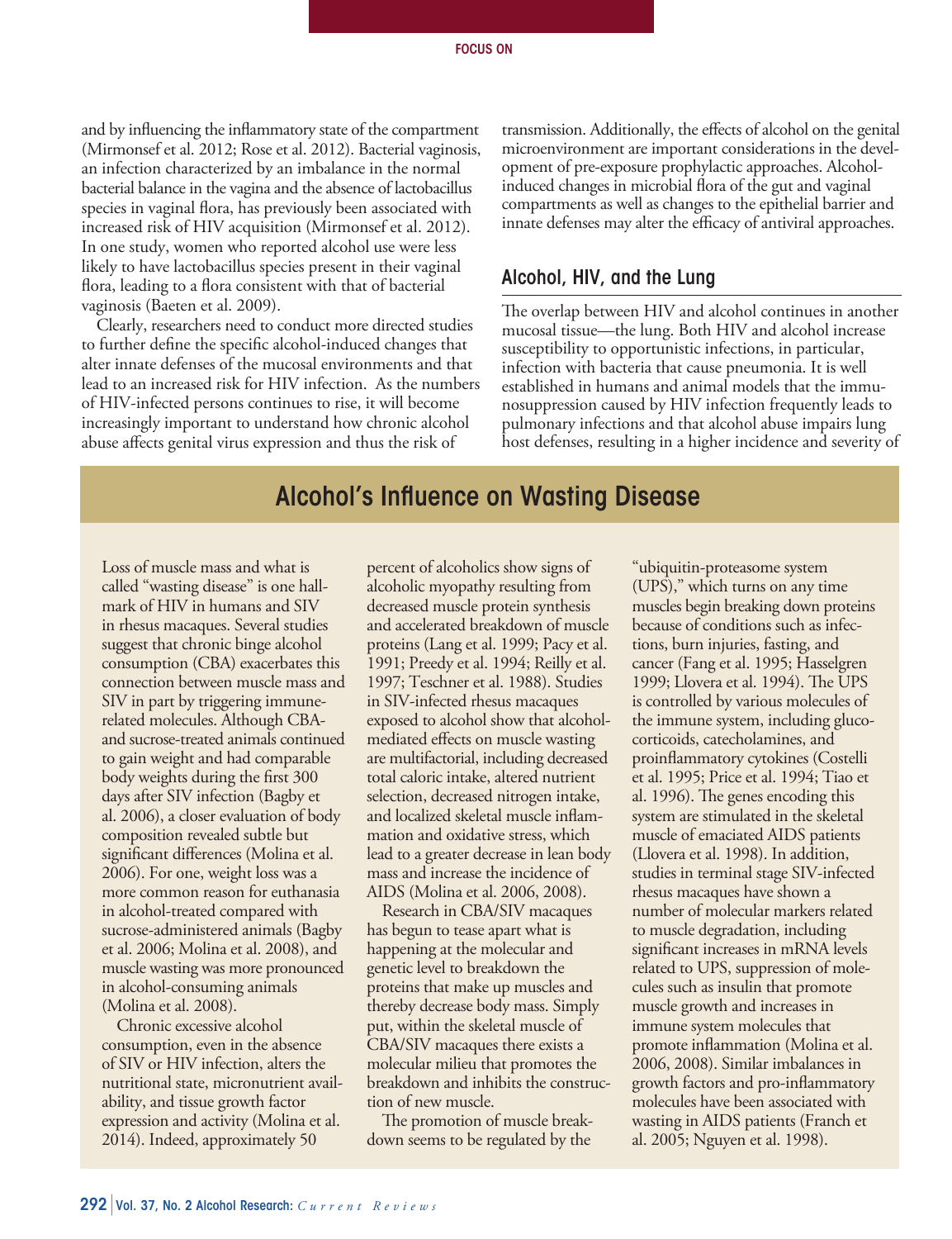and by influencing the inflammatory state of the compartment (Mirmonsef et al. 2012; Rose et al. 2012). Bacterial vaginosis, an infection characterized by an imbalance in the normal bacterial balance in the vagina and the absence of lactobacillus species in vaginal flora, has previously been associated with increased risk of HIV acquisition (Mirmonsef et al. 2012). In one study, women who reported alcohol use were less likely to have lactobacillus species present in their vaginal flora, leading to a flora consistent with that of bacterial vaginosis (Baeten et al. 2009).

Clearly, researchers need to conduct more directed studies to further define the specific alcohol-induced changes that alter innate defenses of the mucosal environments and that lead to an increased risk for HIV infection. As the numbers of HIV-infected persons continues to rise, it will become increasingly important to understand how chronic alcohol abuse affects genital virus expression and thus the risk of transmission. Additionally, the effects of alcohol on the genital microenvironment are important considerations in the development of pre-exposure prophylactic approaches. Alcohol-induced changes in microbial flora of the gut and vaginal compartments as well as changes to the epithelial barrier and innate defenses may alter the efficacy of antiviral approaches.

## Alcohol, HIV, and the Lung

The overlap between HIV and alcohol continues in another mucosal tissue—the lung. Both HIV and alcohol increase susceptibility to opportunistic infections, in particular, infection with bacteria that cause pneumonia. It is well established in humans and animal models that the immunosuppression caused by HIV infection frequently leads to pulmonary infections and that alcohol abuse impairs lung host defenses, resulting in a higher incidence and severity of

## Alcohol's Influence on Wasting Disease

Loss of muscle mass and what is called "wasting disease" is one hallmark of HIV in humans and SIV in rhesus macaques. Several studies suggest that chronic binge alcohol consumption (CBA) exacerbates this connection between muscle mass and SIV in part by triggering immune-related molecules. Although CBA- and sucrose-treated animals continued to gain weight and had comparable body weights during the first 300 days after SIV infection (Bagby et al. 2006), a closer evaluation of body composition revealed subtle but significant differences (Molina et al. 2006). For one, weight loss was a more common reason for euthanasia in alcohol-treated compared with sucrose-administered animals (Bagby et al. 2006; Molina et al. 2008), and muscle wasting was more pronounced in alcohol-consuming animals (Molina et al. 2008).

Chronic excessive alcohol consumption, even in the absence of SIV or HIV infection, alters the nutritional state, micronutrient availability, and tissue growth factor expression and activity (Molina et al. 2014). Indeed, approximately 50 percent of alcoholics show signs of alcoholic myopathy resulting from decreased muscle protein synthesis and accelerated breakdown of muscle proteins (Lang et al. 1999; Pacy et al. 1991; Preedy et al. 1994; Reilly et al. 1997; Teschner et al. 1988). Studies in SIV-infected rhesus macaques exposed to alcohol show that alcohol-mediated effects on muscle wasting are multifactorial, including decreased total caloric intake, altered nutrient selection, decreased nitrogen intake, and localized skeletal muscle inflammation and oxidative stress, which lead to a greater decrease in lean body mass and increase the incidence of AIDS (Molina et al. 2006, 2008).

Research in CBA/SIV macaques has begun to tease apart what is happening at the molecular and genetic level to breakdown the proteins that make up muscles and thereby decrease body mass. Simply put, within the skeletal muscle of CBA/SIV macaques there exists a molecular milieu that promotes the breakdown and inhibits the construction of new muscle.

The promotion of muscle breakdown seems to be regulated by the "ubiquitin-proteasome system (UPS)," which turns on any time muscles begin breaking down proteins because of conditions such as infections, burn injuries, fasting, and cancer (Fang et al. 1995; Hasselgren 1999; Llovera et al. 1994). The UPS is controlled by various molecules of the immune system, including glucocorticoids, catecholamines, and proinflammatory cytokines (Costelli et al. 1995; Price et al. 1994; Tiao et al. 1996). The genes encoding this system are stimulated in the skeletal muscle of emaciated AIDS patients (Llovera et al. 1998). In addition, studies in terminal stage SIV-infected rhesus macaques have shown a number of molecular markers related to muscle degradation, including significant increases in mRNA levels related to UPS, suppression of molecules such as insulin that promote muscle growth and increases in immune system molecules that promote inflammation (Molina et al. 2006, 2008). Similar imbalances in growth factors and pro-inflammatory molecules have been associated with wasting in AIDS patients (Franch et al. 2005; Nguyen et al. 1998).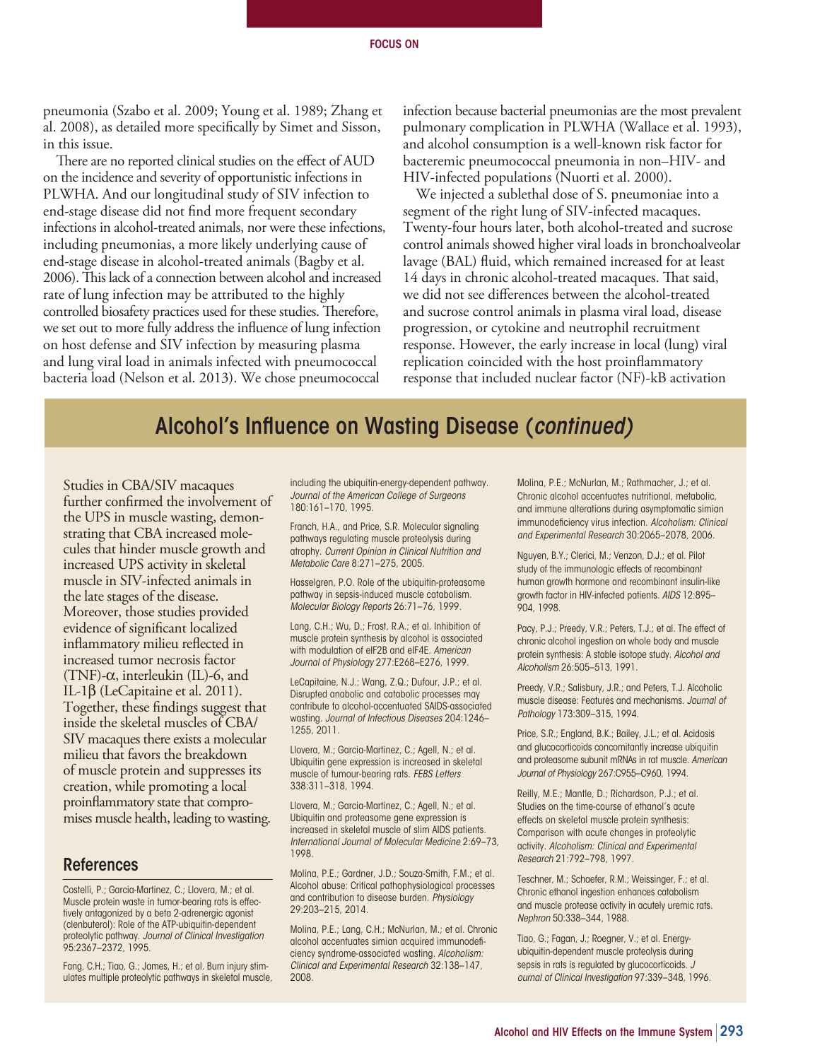pneumonia (Szabo et al. 2009; Young et al. 1989; Zhang et al. 2008), as detailed more specifically by Simet and Sisson, in this issue.

There are no reported clinical studies on the effect of AUD on the incidence and severity of opportunistic infections in PLWHA. And our longitudinal study of SIV infection to end-stage disease did not find more frequent secondary infections in alcohol-treated animals, nor were these infections, including pneumonias, a more likely underlying cause of end-stage disease in alcohol-treated animals (Bagby et al. 2006). This lack of a connection between alcohol and increased rate of lung infection may be attributed to the highly controlled biosafety practices used for these studies. Therefore, we set out to more fully address the influence of lung infection on host defense and SIV infection by measuring plasma and lung viral load in animals infected with pneumococcal bacteria load (Nelson et al. 2013). We chose pneumococcal infection because bacterial pneumonias are the most prevalent pulmonary complication in PLWHA (Wallace et al. 1993), and alcohol consumption is a well-known risk factor for bacteremic pneumococcal pneumonia in non–HIV- and HIV-infected populations (Nuorti et al. 2000).

We injected a sublethal dose of S. pneumoniae into a segment of the right lung of SIV-infected macaques. Twenty-four hours later, both alcohol-treated and sucrose control animals showed higher viral loads in bronchoalveolar lavage (BAL) fluid, which remained increased for at least 14 days in chronic alcohol-treated macaques. That said, we did not see differences between the alcohol-treated and sucrose control animals in plasma viral load, disease progression, or cytokine and neutrophil recruitment response. However, the early increase in local (lung) viral replication coincided with the host proinflammatory response that included nuclear factor (NF)-kB activation

## Alcohol's Influence on Wasting Disease (*continued*)

Studies in CBA/SIV macaques further confirmed the involvement of the UPS in muscle wasting, demonstrating that CBA increased molecules that hinder muscle growth and increased UPS activity in skeletal muscle in SIV-infected animals in the late stages of the disease. Moreover, those studies provided evidence of significant localized inflammatory milieu reflected in increased tumor necrosis factor (TNF)-α, interleukin (IL)-6, and IL-1β (LeCapitaine et al. 2011). Together, these findings suggest that inside the skeletal muscles of CBA/SIV macaques there exists a molecular milieu that favors the breakdown of muscle protein and suppresses its creation, while promoting a local proinflammatory state that compromises muscle health, leading to wasting.

### References

Costelli, P.; Garcia-Martinez, C.; Llovera, M.; et al. Muscle protein waste in tumor-bearing rats is effectively antagonized by a beta 2-adrenergic agonist (clenbuterol): Role of the ATP-ubiquitin-dependent proteolytic pathway. *Journal of Clinical Investigation* 95:2367–2372, 1995.

Fang, C.H.; Tiao, G.; James, H.; et al. Burn injury stimulates multiple proteolytic pathways in skeletal muscle, including the ubiquitin-energy-dependent pathway. *Journal of the American College of Surgeons* 180:161–170, 1995.

Franch, H.A., and Price, S.R. Molecular signaling pathways regulating muscle proteolysis during atrophy. *Current Opinion in Clinical Nutrition and Metabolic Care* 8:271–275, 2005.

Hasselgren, P.O. Role of the ubiquitin-proteasome pathway in sepsis-induced muscle catabolism. *Molecular Biology Reports* 26:71–76, 1999.

Lang, C.H.; Wu, D.; Frost, R.A.; et al. Inhibition of muscle protein synthesis by alcohol is associated with modulation of eIF2B and eIF4E. *American Journal of Physiology* 277:E268–E276, 1999.

LeCapitaine, N.J.; Wang, Z.Q.; Dufour, J.P.; et al. Disrupted anabolic and catabolic processes may contribute to alcohol-accentuated SAIDS-associated wasting. *Journal of Infectious Diseases* 204:1246–1255, 2011.

Llovera, M.; Garcia-Martinez, C.; Agell, N.; et al. Ubiquitin gene expression is increased in skeletal muscle of tumour-bearing rats. *FEBS Letters* 338:311–318, 1994.

Llovera, M.; Garcia-Martinez, C.; Agell, N.; et al. Ubiquitin and proteasome gene expression is increased in skeletal muscle of slim AIDS patients. *International Journal of Molecular Medicine* 2:69–73, 1998.

Molina, P.E.; Gardner, J.D.; Souza-Smith, F.M.; et al. Alcohol abuse: Critical pathophysiological processes and contribution to disease burden. *Physiology* 29:203–215, 2014.

Molina, P.E.; Lang, C.H.; McNurlan, M.; et al. Chronic alcohol accentuates simian acquired immunodeficiency syndrome-associated wasting. *Alcoholism: Clinical and Experimental Research* 32:138–147, 2008.

Molina, P.E.; McNurlan, M.; Rathmacher, J.; et al. Chronic alcohol accentuates nutritional, metabolic, and immune alterations during asymptomatic simian immunodeficiency virus infection. *Alcoholism: Clinical and Experimental Research* 30:2065–2078, 2006.

Nguyen, B.Y.; Clerici, M.; Venzon, D.J.; et al. Pilot study of the immunologic effects of recombinant human growth hormone and recombinant insulin-like growth factor in HIV-infected patients. *AIDS* 12:895–904, 1998.

Pacy, P.J.; Preedy, V.R.; Peters, T.J.; et al. The effect of chronic alcohol ingestion on whole body and muscle protein synthesis: A stable isotope study. *Alcohol and Alcoholism* 26:505–513, 1991.

Preedy, V.R.; Salisbury, J.R.; and Peters, T.J. Alcoholic muscle disease: Features and mechanisms. *Journal of Pathology* 173:309–315, 1994.

Price, S.R.; England, B.K.; Bailey, J.L.; et al. Acidosis and glucocorticoids concomitantly increase ubiquitin and proteasome subunit mRNAs in rat muscle. *American Journal of Physiology* 267:C955–C960, 1994.

Reilly, M.E.; Mantle, D.; Richardson, P.J.; et al. Studies on the time-course of ethanol's acute effects on skeletal muscle protein synthesis: Comparison with acute changes in proteolytic activity. *Alcoholism: Clinical and Experimental Research* 21:792–798, 1997.

Teschner, M.; Schaefer, R.M.; Weissinger, F.; et al. Chronic ethanol ingestion enhances catabolism and muscle protease activity in acutely uremic rats. *Nephron* 50:338–344, 1988.

Tiao, G.; Fagan, J.; Roegner, V.; et al. Energy-ubiquitin-dependent muscle proteolysis during sepsis in rats is regulated by glucocorticoids. *Journal of Clinical Investigation* 97:339–348, 1996.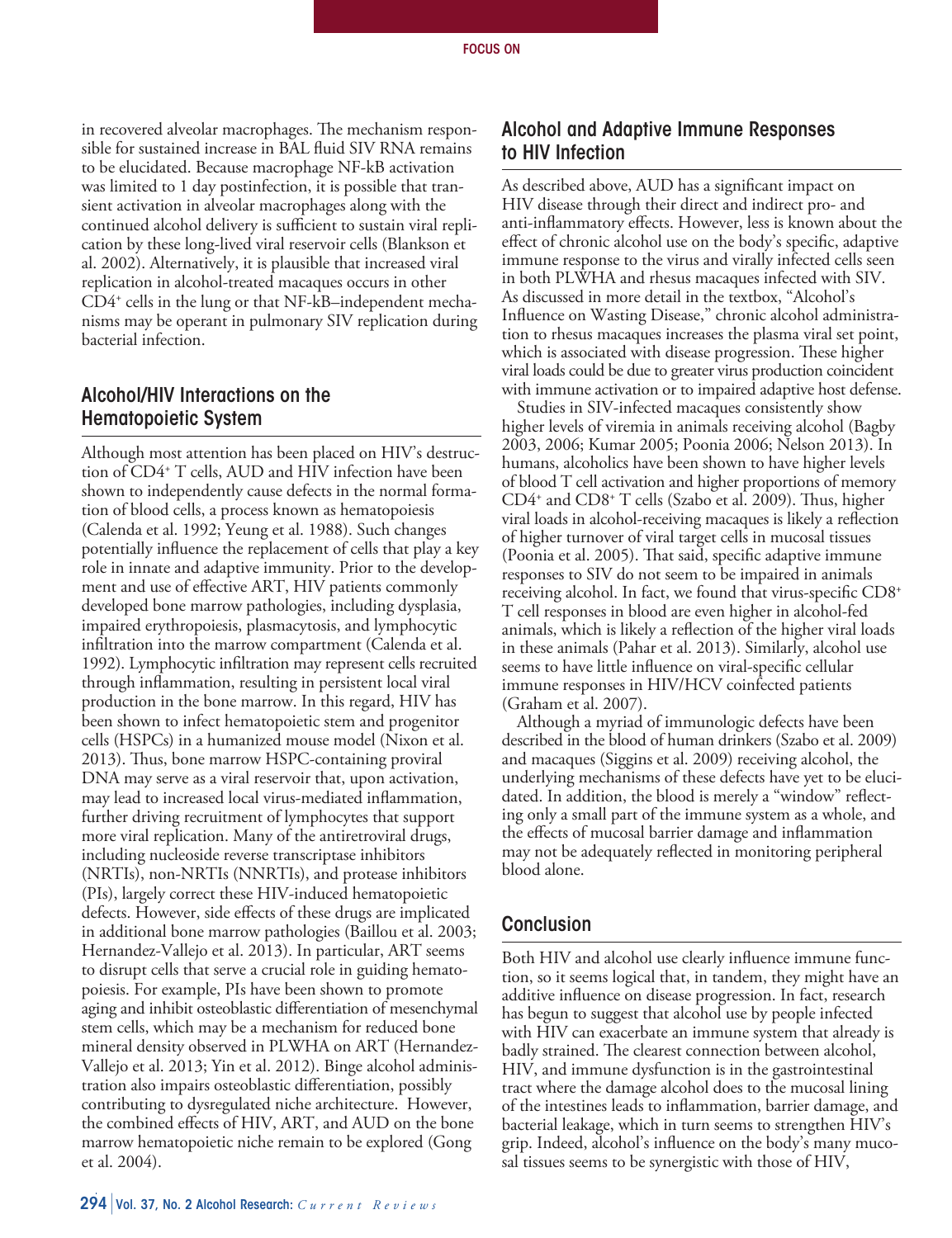in recovered alveolar macrophages. The mechanism responsible for sustained increase in BAL fluid SIV RNA remains to be elucidated. Because macrophage NF-kB activation was limited to 1 day postinfection, it is possible that transient activation in alveolar macrophages along with the continued alcohol delivery is sufficient to sustain viral replication by these long-lived viral reservoir cells (Blankson et al. 2002). Alternatively, it is plausible that increased viral replication in alcohol-treated macaques occurs in other $CD4^+$ cells in the lung or that NF-kB–independent mechanisms may be operant in pulmonary SIV replication during bacterial infection.

## Alcohol/HIV Interactions on the Hematopoietic System

Although most attention has been placed on HIV's destruction of $CD4^+$ T cells, AUD and HIV infection have been shown to independently cause defects in the normal formation of blood cells, a process known as hematopoiesis (Calenda et al. 1992; Yeung et al. 1988). Such changes potentially influence the replacement of cells that play a key role in innate and adaptive immunity. Prior to the development and use of effective ART, HIV patients commonly developed bone marrow pathologies, including dysplasia, impaired erythropoiesis, plasmacytosis, and lymphocytic infiltration into the marrow compartment (Calenda et al. 1992). Lymphocytic infiltration may represent cells recruited through inflammation, resulting in persistent local viral production in the bone marrow. In this regard, HIV has been shown to infect hematopoietic stem and progenitor cells (HSPCs) in a humanized mouse model (Nixon et al. 2013). Thus, bone marrow HSPC-containing proviral DNA may serve as a viral reservoir that, upon activation, may lead to increased local virus-mediated inflammation, further driving recruitment of lymphocytes that support more viral replication. Many of the antiretroviral drugs, including nucleoside reverse transcriptase inhibitors (NRTIs), non-NRTIs (NNRTIs), and protease inhibitors (PIs), largely correct these HIV-induced hematopoietic defects. However, side effects of these drugs are implicated in additional bone marrow pathologies (Baillou et al. 2003; Hernandez-Vallejo et al. 2013). In particular, ART seems to disrupt cells that serve a crucial role in guiding hematopoiesis. For example, PIs have been shown to promote aging and inhibit osteoblastic differentiation of mesenchymal stem cells, which may be a mechanism for reduced bone mineral density observed in PLWHA on ART (Hernandez-Vallejo et al. 2013; Yin et al. 2012). Binge alcohol administration also impairs osteoblastic differentiation, possibly contributing to dysregulated niche architecture. However, the combined effects of HIV, ART, and AUD on the bone marrow hematopoietic niche remain to be explored (Gong et al. 2004).

## Alcohol and Adaptive Immune Responses to HIV Infection

As described above, AUD has a significant impact on HIV disease through their direct and indirect pro- and anti-inflammatory effects. However, less is known about the effect of chronic alcohol use on the body's specific, adaptive immune response to the virus and virally infected cells seen in both PLWHA and rhesus macaques infected with SIV. As discussed in more detail in the textbox, "Alcohol's Influence on Wasting Disease," chronic alcohol administration to rhesus macaques increases the plasma viral set point, which is associated with disease progression. These higher viral loads could be due to greater virus production coincident with immune activation or to impaired adaptive host defense.

Studies in SIV-infected macaques consistently show higher levels of viremia in animals receiving alcohol (Bagby 2003, 2006; Kumar 2005; Poonia 2006; Nelson 2013). In humans, alcoholics have been shown to have higher levels of blood T cell activation and higher proportions of memory $CD4^+$ and $CD8^+$ T cells (Szabo et al. 2009). Thus, higher viral loads in alcohol-receiving macaques is likely a reflection of higher turnover of viral target cells in mucosal tissues (Poonia et al. 2005). That said, specific adaptive immune responses to SIV do not seem to be impaired in animals receiving alcohol. In fact, we found that virus-specific $CD8^+$ T cell responses in blood are even higher in alcohol-fed animals, which is likely a reflection of the higher viral loads in these animals (Pahar et al. 2013). Similarly, alcohol use seems to have little influence on viral-specific cellular immune responses in HIV/HCV coinfected patients (Graham et al. 2007).

Although a myriad of immunologic defects have been described in the blood of human drinkers (Szabo et al. 2009) and macaques (Siggins et al. 2009) receiving alcohol, the underlying mechanisms of these defects have yet to be elucidated. In addition, the blood is merely a "window" reflecting only a small part of the immune system as a whole, and the effects of mucosal barrier damage and inflammation may not be adequately reflected in monitoring peripheral blood alone.

## Conclusion

Both HIV and alcohol use clearly influence immune function, so it seems logical that, in tandem, they might have an additive influence on disease progression. In fact, research has begun to suggest that alcohol use by people infected with HIV can exacerbate an immune system that already is badly strained. The clearest connection between alcohol, HIV, and immune dysfunction is in the gastrointestinal tract where the damage alcohol does to the mucosal lining of the intestines leads to inflammation, barrier damage, and bacterial leakage, which in turn seems to strengthen HIV's grip. Indeed, alcohol's influence on the body's many mucosal tissues seems to be synergistic with those of HIV,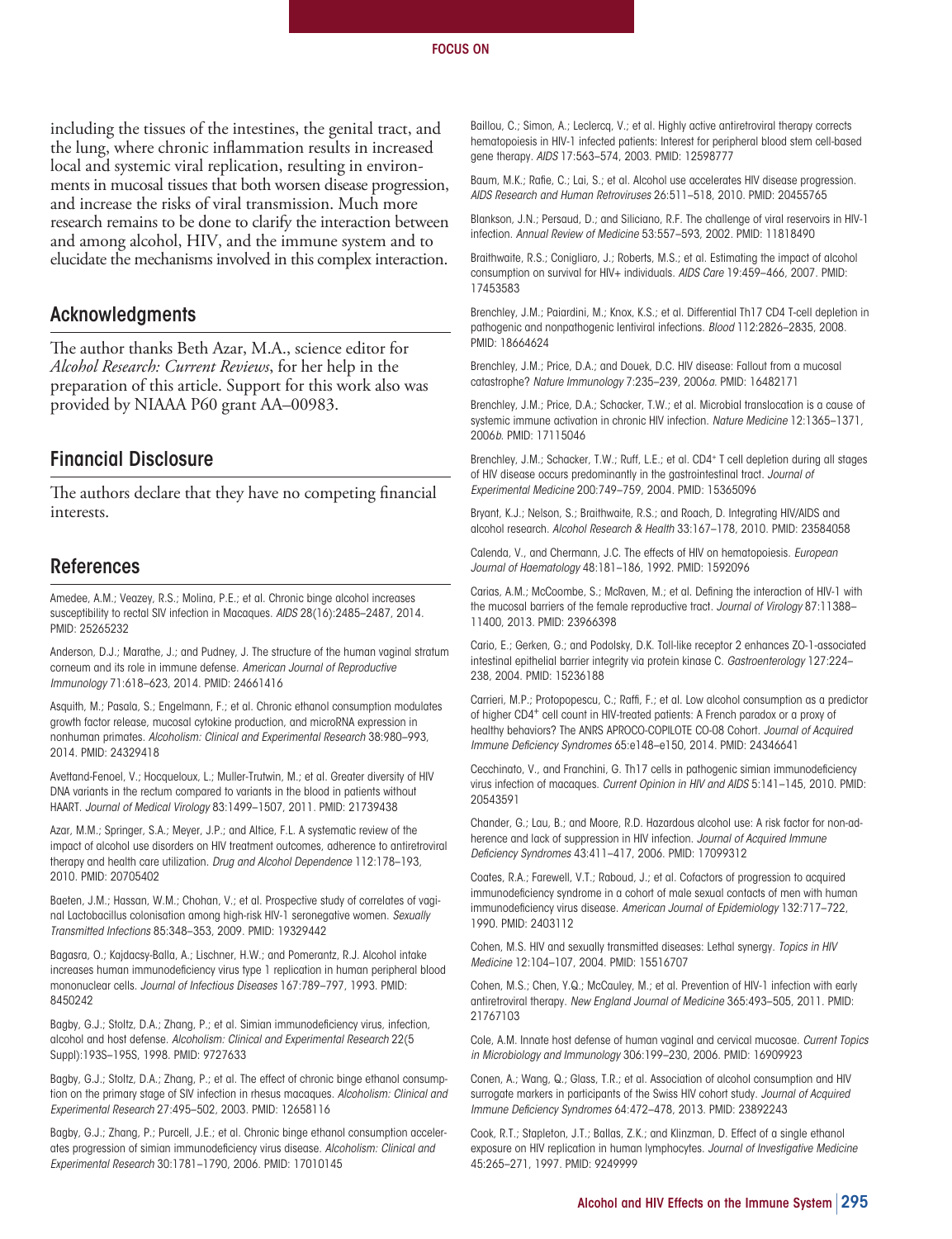including the tissues of the intestines, the genital tract, and the lung, where chronic inflammation results in increased local and systemic viral replication, resulting in environments in mucosal tissues that both worsen disease progression, and increase the risks of viral transmission. Much more research remains to be done to clarify the interaction between and among alcohol, HIV, and the immune system and to elucidate the mechanisms involved in this complex interaction.

## Acknowledgments

The author thanks Beth Azar, M.A., science editor for *Alcohol Research: Current Reviews*, for her help in the preparation of this article. Support for this work also was provided by NIAAA P60 grant AA–00983.

## Financial Disclosure

The authors declare that they have no competing financial interests.

## References

Amedee, A.M.; Veazey, R.S.; Molina, P.E.; et al. Chronic binge alcohol increases susceptibility to rectal SIV infection in Macaques. *AIDS* 28(16):2485–2487, 2014. PMID: 25265232

Anderson, D.J.; Marathe, J.; and Pudney, J. The structure of the human vaginal stratum corneum and its role in immune defense. *American Journal of Reproductive Immunology* 71:618–623, 2014. PMID: 24661416

Asquith, M.; Pasala, S.; Engelmann, F.; et al. Chronic ethanol consumption modulates growth factor release, mucosal cytokine production, and microRNA expression in nonhuman primates. *Alcoholism: Clinical and Experimental Research* 38:980–993, 2014. PMID: 24329418

Avettand-Fenoel, V.; Hocqueloux, L.; Muller-Trutwin, M.; et al. Greater diversity of HIV DNA variants in the rectum compared to variants in the blood in patients without HAART. *Journal of Medical Virology* 83:1499–1507, 2011. PMID: 21739438

Azar, M.M.; Springer, S.A.; Meyer, J.P.; and Altice, F.L. A systematic review of the impact of alcohol use disorders on HIV treatment outcomes, adherence to antiretroviral therapy and health care utilization. *Drug and Alcohol Dependence* 112:178–193, 2010. PMID: 20705402

Baeten, J.M.; Hassan, W.M.; Chohan, V.; et al. Prospective study of correlates of vaginal Lactobacillus colonisation among high-risk HIV-1 seronegative women. *Sexually Transmitted Infections* 85:348–353, 2009. PMID: 19329442

Bagasra, O.; Kajdacsy-Balla, A.; Lischner, H.W.; and Pomerantz, R.J. Alcohol intake increases human immunodeficiency virus type 1 replication in human peripheral blood mononuclear cells. *Journal of Infectious Diseases* 167:789–797, 1993. PMID: 8450242

Bagby, G.J.; Stoltz, D.A.; Zhang, P.; et al. Simian immunodeficiency virus, infection, alcohol and host defense. *Alcoholism: Clinical and Experimental Research* 22(5 Suppl):193S–195S, 1998. PMID: 9727633

Bagby, G.J.; Stoltz, D.A.; Zhang, P.; et al. The effect of chronic binge ethanol consumption on the primary stage of SIV infection in rhesus macaques. *Alcoholism: Clinical and Experimental Research* 27:495–502, 2003. PMID: 12658116

Bagby, G.J.; Zhang, P.; Purcell, J.E.; et al. Chronic binge ethanol consumption accelerates progression of simian immunodeficiency virus disease. *Alcoholism: Clinical and Experimental Research* 30:1781–1790, 2006. PMID: 17010145

Baillou, C.; Simon, A.; Leclercq, V.; et al. Highly active antiretroviral therapy corrects hematopoiesis in HIV-1 infected patients: Interest for peripheral blood stem cell-based gene therapy. *AIDS* 17:563–574, 2003. PMID: 12598777

Baum, M.K.; Rafie, C.; Lai, S.; et al. Alcohol use accelerates HIV disease progression. *AIDS Research and Human Retroviruses* 26:511–518, 2010. PMID: 20455765

Blankson, J.N.; Persaud, D.; and Siliciano, R.F. The challenge of viral reservoirs in HIV-1 infection. *Annual Review of Medicine* 53:557–593, 2002. PMID: 11818490

Braithwaite, R.S.; Conigliaro, J.; Roberts, M.S.; et al. Estimating the impact of alcohol consumption on survival for HIV+ individuals. *AIDS Care* 19:459–466, 2007. PMID: 17453583

Brenchley, J.M.; Paiardini, M.; Knox, K.S.; et al. Differential Th17 CD4 T-cell depletion in pathogenic and nonpathogenic lentiviral infections. *Blood* 112:2826–2835, 2008. PMID: 18664624

Brenchley, J.M.; Price, D.A.; and Douek, D.C. HIV disease: Fallout from a mucosal catastrophe? *Nature Immunology* 7:235–239, 2006*a*. PMID: 16482171

Brenchley, J.M.; Price, D.A.; Schacker, T.W.; et al. Microbial translocation is a cause of systemic immune activation in chronic HIV infection. *Nature Medicine* 12:1365–1371, 2006*b*. PMID: 17115046

Brenchley, J.M.; Schacker, T.W.; Ruff, L.E.; et al. $CD4^+$ T cell depletion during all stages of HIV disease occurs predominantly in the gastrointestinal tract. *Journal of Experimental Medicine* 200:749–759, 2004. PMID: 15365096

Bryant, K.J.; Nelson, S.; Braithwaite, R.S.; and Roach, D. Integrating HIV/AIDS and alcohol research. *Alcohol Research & Health* 33:167–178, 2010. PMID: 23584058

Calenda, V., and Chermann, J.C. The effects of HIV on hematopoiesis. *European Journal of Haematology* 48:181–186, 1992. PMID: 1592096

Carias, A.M.; McCoombe, S.; McRaven, M.; et al. Defining the interaction of HIV-1 with the mucosal barriers of the female reproductive tract. *Journal of Virology* 87:11388–11400, 2013. PMID: 23966398

Cario, E.; Gerken, G.; and Podolsky, D.K. Toll-like receptor 2 enhances ZO-1-associated intestinal epithelial barrier integrity via protein kinase C. *Gastroenterology* 127:224–238, 2004. PMID: 15236188

Carrieri, M.P.; Protopopescu, C.; Raffi, F.; et al. Low alcohol consumption as a predictor of higher $CD4^+$ cell count in HIV-treated patients: A French paradox or a proxy of healthy behaviors? The ANRS APROCO-COPILOTE CO-08 Cohort. *Journal of Acquired Immune Deficiency Syndromes* 65:e148–e150, 2014. PMID: 24346641

Cecchinato, V., and Franchini, G. Th17 cells in pathogenic simian immunodeficiency virus infection of macaques. *Current Opinion in HIV and AIDS* 5:141–145, 2010. PMID: 20543591

Chander, G.; Lau, B.; and Moore, R.D. Hazardous alcohol use: A risk factor for non-adherence and lack of suppression in HIV infection. *Journal of Acquired Immune Deficiency Syndromes* 43:411–417, 2006. PMID: 17099312

Coates, R.A.; Farewell, V.T.; Raboud, J.; et al. Cofactors of progression to acquired immunodeficiency syndrome in a cohort of male sexual contacts of men with human immunodeficiency virus disease. *American Journal of Epidemiology* 132:717–722, 1990. PMID: 2403112

Cohen, M.S. HIV and sexually transmitted diseases: Lethal synergy. *Topics in HIV Medicine* 12:104–107, 2004. PMID: 15516707

Cohen, M.S.; Chen, Y.Q.; McCauley, M.; et al. Prevention of HIV-1 infection with early antiretroviral therapy. *New England Journal of Medicine* 365:493–505, 2011. PMID: 21767103

Cole, A.M. Innate host defense of human vaginal and cervical mucosae. *Current Topics in Microbiology and Immunology* 306:199–230, 2006. PMID: 16909923

Conen, A.; Wang, Q.; Glass, T.R.; et al. Association of alcohol consumption and HIV surrogate markers in participants of the Swiss HIV cohort study. *Journal of Acquired Immune Deficiency Syndromes* 64:472–478, 2013. PMID: 23892243

Cook, R.T.; Stapleton, J.T.; Ballas, Z.K.; and Klinzman, D. Effect of a single ethanol exposure on HIV replication in human lymphocytes. *Journal of Investigative Medicine* 45:265–271, 1997. PMID: 9249999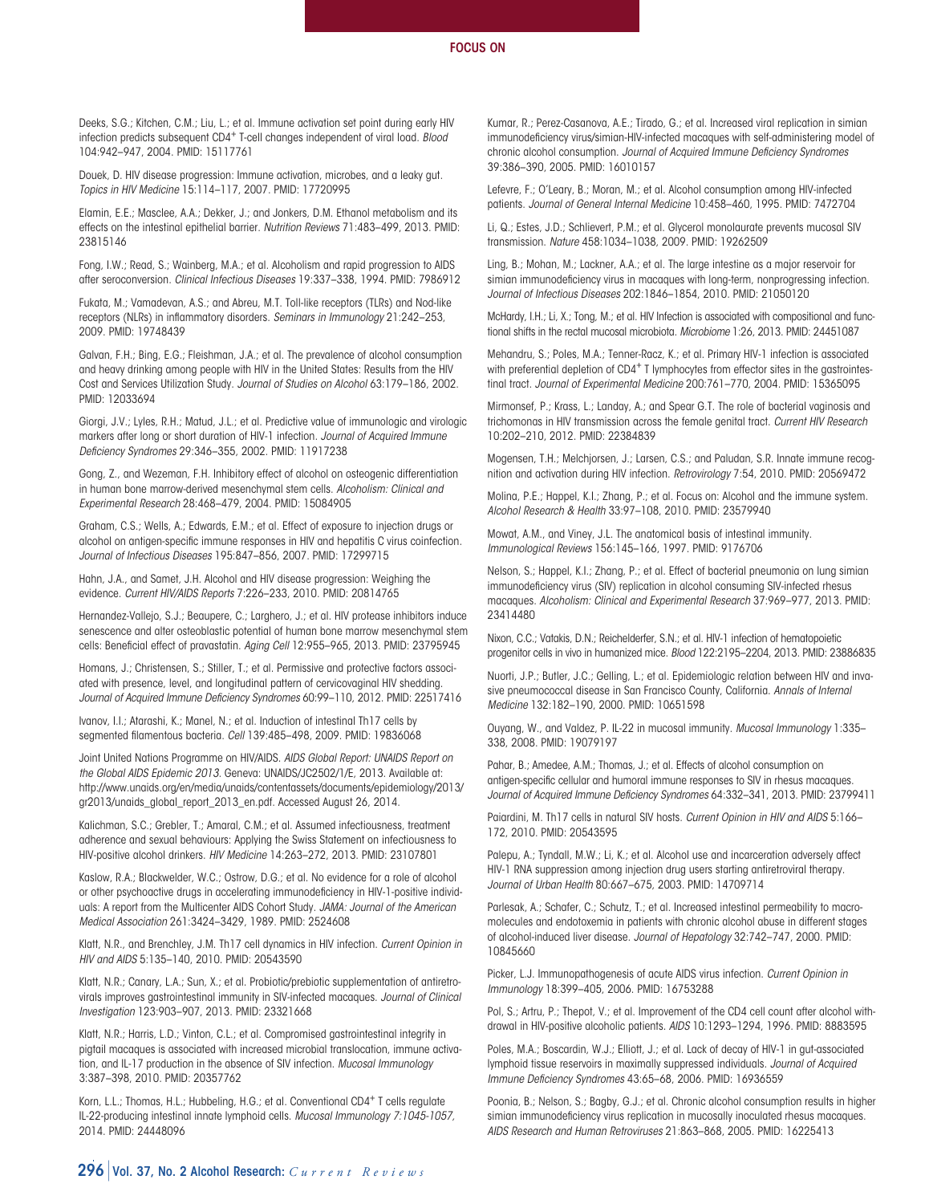Deeks, S.G.; Kitchen, C.M.; Liu, L.; et al. Immune activation set point during early HIV infection predicts subsequent CD4+ T-cell changes independent of viral load. *Blood* 104:942–947, 2004. PMID: 15117761

Douek, D. HIV disease progression: Immune activation, microbes, and a leaky gut. *Topics in HIV Medicine* 15:114–117, 2007. PMID: 17720995

Elamin, E.E.; Masclee, A.A.; Dekker, J.; and Jonkers, D.M. Ethanol metabolism and its effects on the intestinal epithelial barrier. *Nutrition Reviews* 71:483–499, 2013. PMID: 23815146

Fong, I.W.; Read, S.; Wainberg, M.A.; et al. Alcoholism and rapid progression to AIDS after seroconversion. *Clinical Infectious Diseases* 19:337–338, 1994. PMID: 7986912

Fukata, M.; Vamadevan, A.S.; and Abreu, M.T. Toll-like receptors (TLRs) and Nod-like receptors (NLRs) in inflammatory disorders. *Seminars in Immunology* 21:242–253, 2009. PMID: 19748439

Galvan, F.H.; Bing, E.G.; Fleishman, J.A.; et al. The prevalence of alcohol consumption and heavy drinking among people with HIV in the United States: Results from the HIV Cost and Services Utilization Study. *Journal of Studies on Alcohol* 63:179–186, 2002. PMID: 12033694

Giorgi, J.V.; Lyles, R.H.; Matud, J.L.; et al. Predictive value of immunologic and virologic markers after long or short duration of HIV-1 infection. *Journal of Acquired Immune Deficiency Syndromes* 29:346–355, 2002. PMID: 11917238

Gong, Z., and Wezeman, F.H. Inhibitory effect of alcohol on osteogenic differentiation in human bone marrow-derived mesenchymal stem cells. *Alcoholism: Clinical and Experimental Research* 28:468–479, 2004. PMID: 15084905

Graham, C.S.; Wells, A.; Edwards, E.M.; et al. Effect of exposure to injection drugs or alcohol on antigen-specific immune responses in HIV and hepatitis C virus coinfection. *Journal of Infectious Diseases* 195:847–856, 2007. PMID: 17299715

Hahn, J.A., and Samet, J.H. Alcohol and HIV disease progression: Weighing the evidence. *Current HIV/AIDS Reports* 7:226–233, 2010. PMID: 20814765

Hernandez-Vallejo, S.J.; Beaupere, C.; Larghero, J.; et al. HIV protease inhibitors induce senescence and alter osteoblastic potential of human bone marrow mesenchymal stem cells: Beneficial effect of pravastatin. *Aging Cell* 12:955–965, 2013. PMID: 23795945

Homans, J.; Christensen, S.; Stiller, T.; et al. Permissive and protective factors associated with presence, level, and longitudinal pattern of cervicovaginal HIV shedding. *Journal of Acquired Immune Deficiency Syndromes* 60:99–110, 2012. PMID: 22517416

Ivanov, I.I.; Atarashi, K.; Manel, N.; et al. Induction of intestinal Th17 cells by segmented filamentous bacteria. *Cell* 139:485–498, 2009. PMID: 19836068

Joint United Nations Programme on HIV/AIDS. *AIDS Global Report: UNAIDS Report on the Global AIDS Epidemic 2013.* Geneva: UNAIDS/JC2502/1/E, 2013. Available at: http://www.unaids.org/en/media/unaids/contentassets/documents/epidemiology/2013/gr2013/unaids_global_report_2013_en.pdf. Accessed August 26, 2014.

Kalichman, S.C.; Grebler, T.; Amaral, C.M.; et al. Assumed infectiousness, treatment adherence and sexual behaviours: Applying the Swiss Statement on infectiousness to HIV-positive alcohol drinkers. *HIV Medicine* 14:263–272, 2013. PMID: 23107801

Kaslow, R.A.; Blackwelder, W.C.; Ostrow, D.G.; et al. No evidence for a role of alcohol or other psychoactive drugs in accelerating immunodeficiency in HIV-1-positive individuals: A report from the Multicenter AIDS Cohort Study. *JAMA: Journal of the American Medical Association* 261:3424–3429, 1989. PMID: 2524608

Klatt, N.R., and Brenchley, J.M. Th17 cell dynamics in HIV infection. *Current Opinion in HIV and AIDS* 5:135–140, 2010. PMID: 20543590

Klatt, N.R.; Canary, L.A.; Sun, X.; et al. Probiotic/prebiotic supplementation of antiretrovirals improves gastrointestinal immunity in SIV-infected macaques. *Journal of Clinical Investigation* 123:903–907, 2013. PMID: 23321668

Klatt, N.R.; Harris, L.D.; Vinton, C.L.; et al. Compromised gastrointestinal integrity in pigtail macaques is associated with increased microbial translocation, immune activation, and IL-17 production in the absence of SIV infection. *Mucosal Immunology* 3:387–398, 2010. PMID: 20357762

Korn, L.L.; Thomas, H.L.; Hubbeling, H.G.; et al. Conventional CD4+ T cells regulate IL-22-producing intestinal innate lymphoid cells. *Mucosal Immunology 7:1045-1057,* 2014. PMID: 24448096

Kumar, R.; Perez-Casanova, A.E.; Tirado, G.; et al. Increased viral replication in simian immunodeficiency virus/simian-HIV-infected macaques with self-administering model of chronic alcohol consumption. *Journal of Acquired Immune Deficiency Syndromes* 39:386–390, 2005. PMID: 16010157

Lefevre, F.; O'Leary, B.; Moran, M.; et al. Alcohol consumption among HIV-infected patients. *Journal of General Internal Medicine* 10:458–460, 1995. PMID: 7472704

Li, Q.; Estes, J.D.; Schlievert, P.M.; et al. Glycerol monolaurate prevents mucosal SIV transmission. *Nature* 458:1034–1038, 2009. PMID: 19262509

Ling, B.; Mohan, M.; Lackner, A.A.; et al. The large intestine as a major reservoir for simian immunodeficiency virus in macaques with long-term, nonprogressing infection. *Journal of Infectious Diseases* 202:1846–1854, 2010. PMID: 21050120

McHardy, I.H.; Li, X.; Tong, M.; et al. HIV Infection is associated with compositional and functional shifts in the rectal mucosal microbiota. *Microbiome* 1:26, 2013. PMID: 24451087

Mehandru, S.; Poles, M.A.; Tenner-Racz, K.; et al. Primary HIV-1 infection is associated with preferential depletion of CD4+ T lymphocytes from effector sites in the gastrointestinal tract. *Journal of Experimental Medicine* 200:761–770, 2004. PMID: 15365095

Mirmonsef, P.; Krass, L.; Landay, A.; and Spear G.T. The role of bacterial vaginosis and trichomonas in HIV transmission across the female genital tract. *Current HIV Research* 10:202–210, 2012. PMID: 22384839

Mogensen, T.H.; Melchjorsen, J.; Larsen, C.S.; and Paludan, S.R. Innate immune recognition and activation during HIV infection. *Retrovirology* 7:54, 2010. PMID: 20569472

Molina, P.E.; Happel, K.I.; Zhang, P.; et al. Focus on: Alcohol and the immune system. *Alcohol Research & Health* 33:97–108, 2010. PMID: 23579940

Mowat, A.M., and Viney, J.L. The anatomical basis of intestinal immunity. *Immunological Reviews* 156:145–166, 1997. PMID: 9176706

Nelson, S.; Happel, K.I.; Zhang, P.; et al. Effect of bacterial pneumonia on lung simian immunodeficiency virus (SIV) replication in alcohol consuming SIV-infected rhesus macaques. *Alcoholism: Clinical and Experimental Research* 37:969–977, 2013. PMID: 23414480

Nixon, C.C.; Vatakis, D.N.; Reichelderfer, S.N.; et al. HIV-1 infection of hematopoietic progenitor cells in vivo in humanized mice. *Blood* 122:2195–2204, 2013. PMID: 23886835

Nuorti, J.P.; Butler, J.C.; Gelling, L.; et al. Epidemiologic relation between HIV and invasive pneumococcal disease in San Francisco County, California. *Annals of Internal Medicine* 132:182–190, 2000. PMID: 10651598

Ouyang, W., and Valdez, P. IL-22 in mucosal immunity. *Mucosal Immunology* 1:335–338, 2008. PMID: 19079197

Pahar, B.; Amedee, A.M.; Thomas, J.; et al. Effects of alcohol consumption on antigen-specific cellular and humoral immune responses to SIV in rhesus macaques. *Journal of Acquired Immune Deficiency Syndromes* 64:332–341, 2013. PMID: 23799411

Paiardini, M. Th17 cells in natural SIV hosts. *Current Opinion in HIV and AIDS* 5:166–172, 2010. PMID: 20543595

Palepu, A.; Tyndall, M.W.; Li, K.; et al. Alcohol use and incarceration adversely affect HIV-1 RNA suppression among injection drug users starting antiretroviral therapy. *Journal of Urban Health* 80:667–675, 2003. PMID: 14709714

Parlesak, A.; Schafer, C.; Schutz, T.; et al. Increased intestinal permeability to macromolecules and endotoxemia in patients with chronic alcohol abuse in different stages of alcohol-induced liver disease. *Journal of Hepatology* 32:742–747, 2000. PMID: 10845660

Picker, L.J. Immunopathogenesis of acute AIDS virus infection. *Current Opinion in Immunology* 18:399–405, 2006. PMID: 16753288

Pol, S.; Artru, P.; Thepot, V.; et al. Improvement of the CD4 cell count after alcohol withdrawal in HIV-positive alcoholic patients. *AIDS* 10:1293–1294, 1996. PMID: 8883595

Poles, M.A.; Boscardin, W.J.; Elliott, J.; et al. Lack of decay of HIV-1 in gut-associated lymphoid tissue reservoirs in maximally suppressed individuals. *Journal of Acquired Immune Deficiency Syndromes* 43:65–68, 2006. PMID: 16936559

Poonia, B.; Nelson, S.; Bagby, G.J.; et al. Chronic alcohol consumption results in higher simian immunodeficiency virus replication in mucosally inoculated rhesus macaques. *AIDS Research and Human Retroviruses* 21:863–868, 2005. PMID: 16225413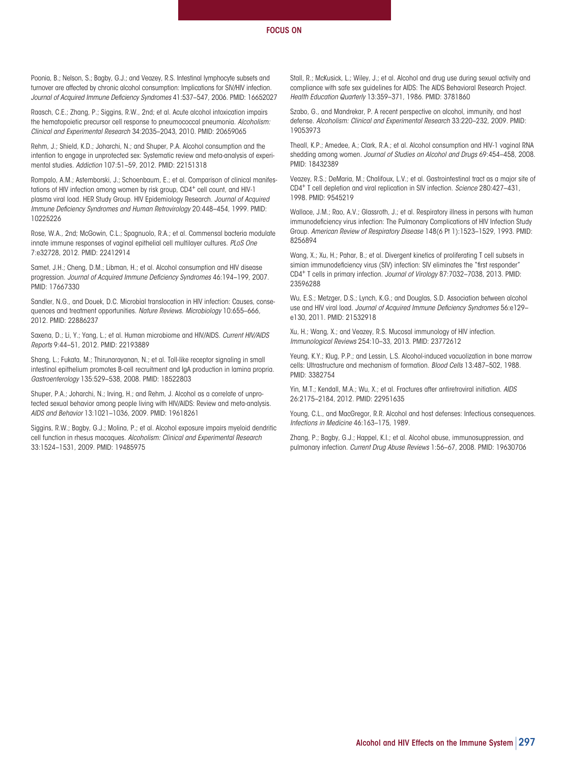Poonia, B.; Nelson, S.; Bagby, G.J.; and Veazey, R.S. Intestinal lymphocyte subsets and turnover are affected by chronic alcohol consumption: Implications for SIV/HIV infection. *Journal of Acquired Immune Deficiency Syndromes* 41:537–547, 2006. PMID: 16652027

Raasch, C.E.; Zhang, P.; Siggins, R.W., 2nd; et al. Acute alcohol intoxication impairs the hematopoietic precursor cell response to pneumococcal pneumonia. *Alcoholism: Clinical and Experimental Research* 34:2035–2043, 2010. PMID: 20659065

Rehm, J.; Shield, K.D.; Joharchi, N.; and Shuper, P.A. Alcohol consumption and the intention to engage in unprotected sex: Systematic review and meta-analysis of experimental studies. *Addiction* 107:51–59, 2012. PMID: 22151318

Rompalo, A.M.; Astemborski, J.; Schoenbaum, E.; et al. Comparison of clinical manifestations of HIV infection among women by risk group, $CD4^+$ cell count, and HIV-1 plasma viral load. HER Study Group. HIV Epidemiology Research. *Journal of Acquired Immune Deficiency Syndromes and Human Retrovirology* 20:448–454, 1999. PMID: 10225226

Rose, W.A., 2nd; McGowin, C.L.; Spagnuolo, R.A.; et al. Commensal bacteria modulate innate immune responses of vaginal epithelial cell multilayer cultures. *PLoS One* 7:e32728, 2012. PMID: 22412914

Samet, J.H.; Cheng, D.M.; Libman, H.; et al. Alcohol consumption and HIV disease progression. *Journal of Acquired Immune Deficiency Syndromes* 46:194–199, 2007. PMID: 17667330

Sandler, N.G., and Douek, D.C. Microbial translocation in HIV infection: Causes, consequences and treatment opportunities. *Nature Reviews. Microbiology* 10:655–666, 2012. PMID: 22886237

Saxena, D.; Li, Y.; Yang, L.; et al. Human microbiome and HIV/AIDS. *Current HIV/AIDS Reports* 9:44–51, 2012. PMID: 22193889

Shang, L.; Fukata, M.; Thirunarayanan, N.; et al. Toll-like receptor signaling in small intestinal epithelium promotes B-cell recruitment and IgA production in lamina propria. *Gastroenterology* 135:529–538, 2008. PMID: 18522803

Shuper, P.A.; Joharchi, N.; Irving, H.; and Rehm, J. Alcohol as a correlate of unprotected sexual behavior among people living with HIV/AIDS: Review and meta-analysis. *AIDS and Behavior* 13:1021–1036, 2009. PMID: 19618261

Siggins, R.W.; Bagby, G.J.; Molina, P.; et al. Alcohol exposure impairs myeloid dendritic cell function in rhesus macaques. *Alcoholism: Clinical and Experimental Research* 33:1524–1531, 2009. PMID: 19485975

Stall, R.; McKusick, L.; Wiley, J.; et al. Alcohol and drug use during sexual activity and compliance with safe sex guidelines for AIDS: The AIDS Behavioral Research Project. *Health Education Quarterly* 13:359–371, 1986. PMID: 3781860

Szabo, G., and Mandrekar, P. A recent perspective on alcohol, immunity, and host defense. *Alcoholism: Clinical and Experimental Research* 33:220–232, 2009. PMID: 19053973

Theall, K.P.; Amedee, A.; Clark, R.A.; et al. Alcohol consumption and HIV-1 vaginal RNA shedding among women. *Journal of Studies on Alcohol and Drugs* 69:454–458, 2008. PMID: 18432389

Veazey, R.S.; DeMaria, M.; Chalifoux, L.V.; et al. Gastrointestinal tract as a major site of $CD4^+$ T cell depletion and viral replication in SIV infection. *Science* 280:427–431, 1998. PMID: 9545219

Wallace, J.M.; Rao, A.V.; Glassroth, J.; et al. Respiratory illness in persons with human immunodeficiency virus infection: The Pulmonary Complications of HIV Infection Study Group. *American Review of Respiratory Disease* 148(6 Pt 1):1523–1529, 1993. PMID: 8256894

Wang, X.; Xu, H.; Pahar, B.; et al. Divergent kinetics of proliferating T cell subsets in simian immunodeficiency virus (SIV) infection: SIV eliminates the "first responder" $CD4^+$ T cells in primary infection. *Journal of Virology* 87:7032–7038, 2013. PMID: 23596288

Wu, E.S.; Metzger, D.S.; Lynch, K.G.; and Douglas, S.D. Association between alcohol use and HIV viral load. *Journal of Acquired Immune Deficiency Syndromes* 56:e129–e130, 2011. PMID: 21532918

Xu, H.; Wang, X.; and Veazey, R.S. Mucosal immunology of HIV infection. *Immunological Reviews* 254:10–33, 2013. PMID: 23772612

Yeung, K.Y.; Klug, P.P.; and Lessin, L.S. Alcohol-induced vacuolization in bone marrow cells: Ultrastructure and mechanism of formation. *Blood Cells* 13:487–502, 1988. PMID: 3382754

Yin, M.T.; Kendall, M.A.; Wu, X.; et al. Fractures after antiretroviral initiation. *AIDS* 26:2175–2184, 2012. PMID: 22951635

Young, C.L., and MacGregor, R.R. Alcohol and host defenses: Infectious consequences. *Infections in Medicine* 46:163–175, 1989.

Zhang, P.; Bagby, G.J.; Happel, K.I.; et al. Alcohol abuse, immunosuppression, and pulmonary infection. *Current Drug Abuse Reviews* 1:56–67, 2008. PMID: 19630706